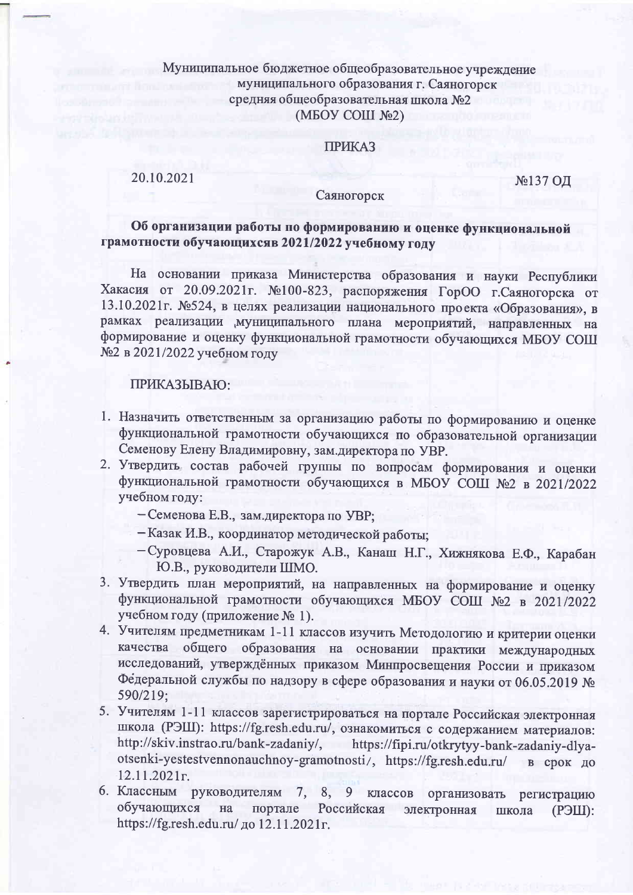Муниципальное бюджетное общеобразовательное учреждение
муниципального образования г. Саяногорск
средняя общеобразовательная школа №2
(МБОУ СОШ №2)

## ПРИКАЗ

20.10.2021 №137 ОД

Саяногорск

**Об организации работы по формированию и оценке функциональной грамотности обучающихсяв 2021/2022 учебному году**

На основании приказа Министерства образования и науки Республики Хакасия от 20.09.2021г. №100-823, распоряжения ГорОО г.Саяногорска от 13.10.2021г. №524, в целях реализации национального проекта «Образования», в рамках реализации муниципального плана мероприятий, направленных на формирование и оценку функциональной грамотности обучающихся МБОУ СОШ №2 в 2021/2022 учебном году

ПРИКАЗЫВАЮ:

1. Назначить ответственным за организацию работы по формированию и оценке функциональной грамотности обучающихся по образовательной организации Семенову Елену Владимировну, зам.директора по УВР.
2. Утвердить состав рабочей группы по вопросам формирования и оценки функциональной грамотности обучающихся в МБОУ СОШ №2 в 2021/2022 учебном году:
   - Семенова Е.В., зам.директора по УВР;
   - Казак И.В., координатор методической работы;
   - Суровцева А.И., Старожук А.В., Канаш Н.Г., Хижнякова Е.Ф., Карабан Ю.В., руководители ШМО.
3. Утвердить план мероприятий, на направленных на формирование и оценку функциональной грамотности обучающихся МБОУ СОШ №2 в 2021/2022 учебном году (приложение № 1).
4. Учителям предметникам 1-11 классов изучить Методологию и критерии оценки качества общего образования на основании практики международных исследований, утверждённых приказом Минпросвещения России и приказом Федеральной службы по надзору в сфере образования и науки от 06.05.2019 № 590/219;
5. Учителям 1-11 классов зарегистрироваться на портале Российская электронная школа (РЭШ): https://fg.resh.edu.ru/, ознакомиться с содержанием материалов: http://skiv.instrao.ru/bank-zadaniy/, https://fipi.ru/otkrytyy-bank-zadaniy-dlya-otsenki-yestestvennonauchnoy-gramotnosti/, https://fg.resh.edu.ru/ в срок до 12.11.2021г.
6. Классным руководителям 7, 8, 9 классов организовать регистрацию обучающихся на портале Российская электронная школа (РЭШ): https://fg.resh.edu.ru/ до 12.11.2021г.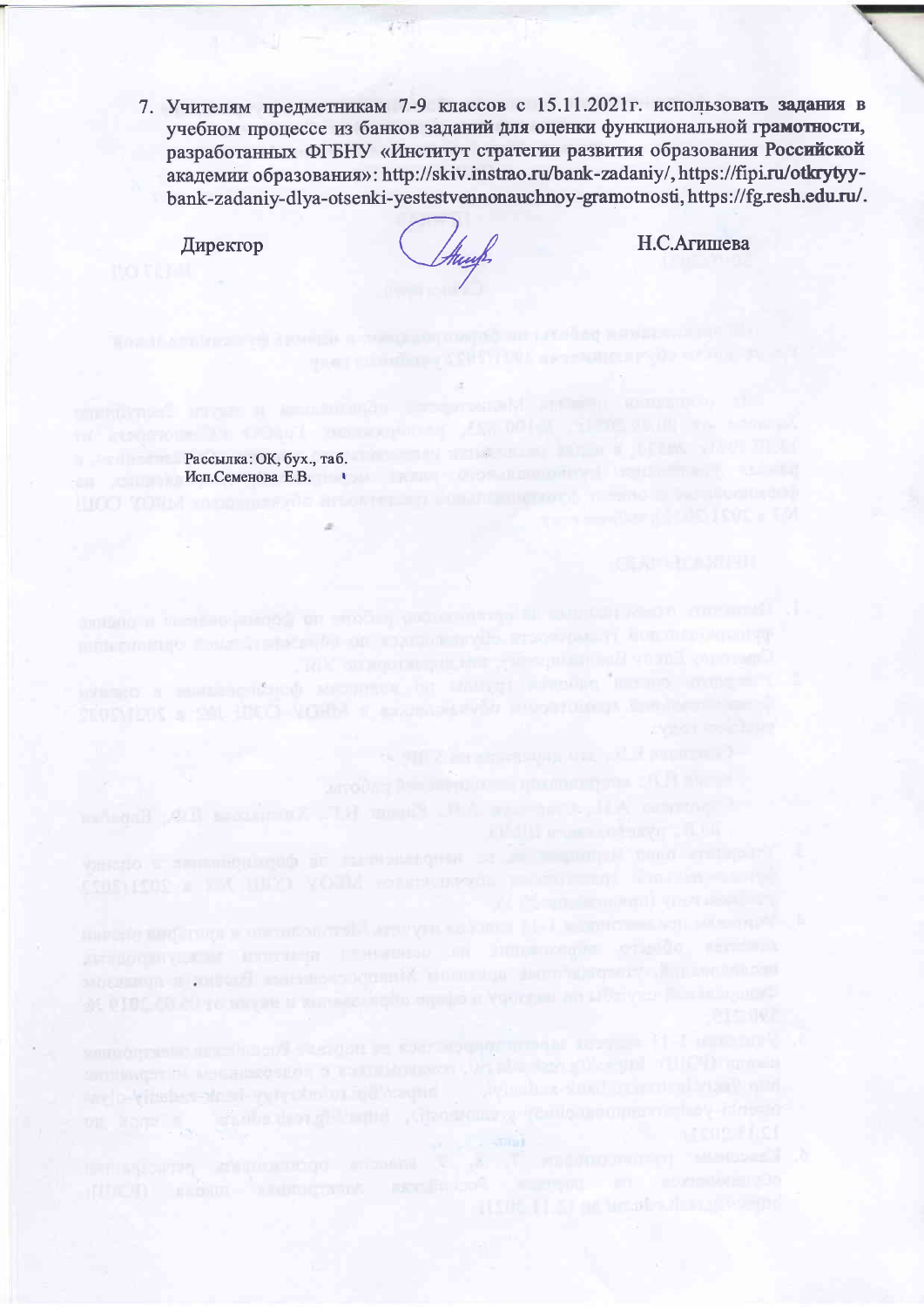7. Учителям предметникам 7-9 классов с 15.11.2021г. использовать задания в учебном процессе из банков заданий для оценки функциональной грамотности, разработанных ФГБНУ «Институт стратегии развития образования Российской академии образования»: http://skiv.instrao.ru/bank-zadaniy/, https://fipi.ru/otkrytyy-bank-zadaniy-dlya-otsenki-yestestvennonauchnoy-gramotnosti, https://fg.resh.edu.ru/.

Директор Н.С.Агишева

Рассылка: ОК, бух., таб.
Исп.Семенова Е.В.